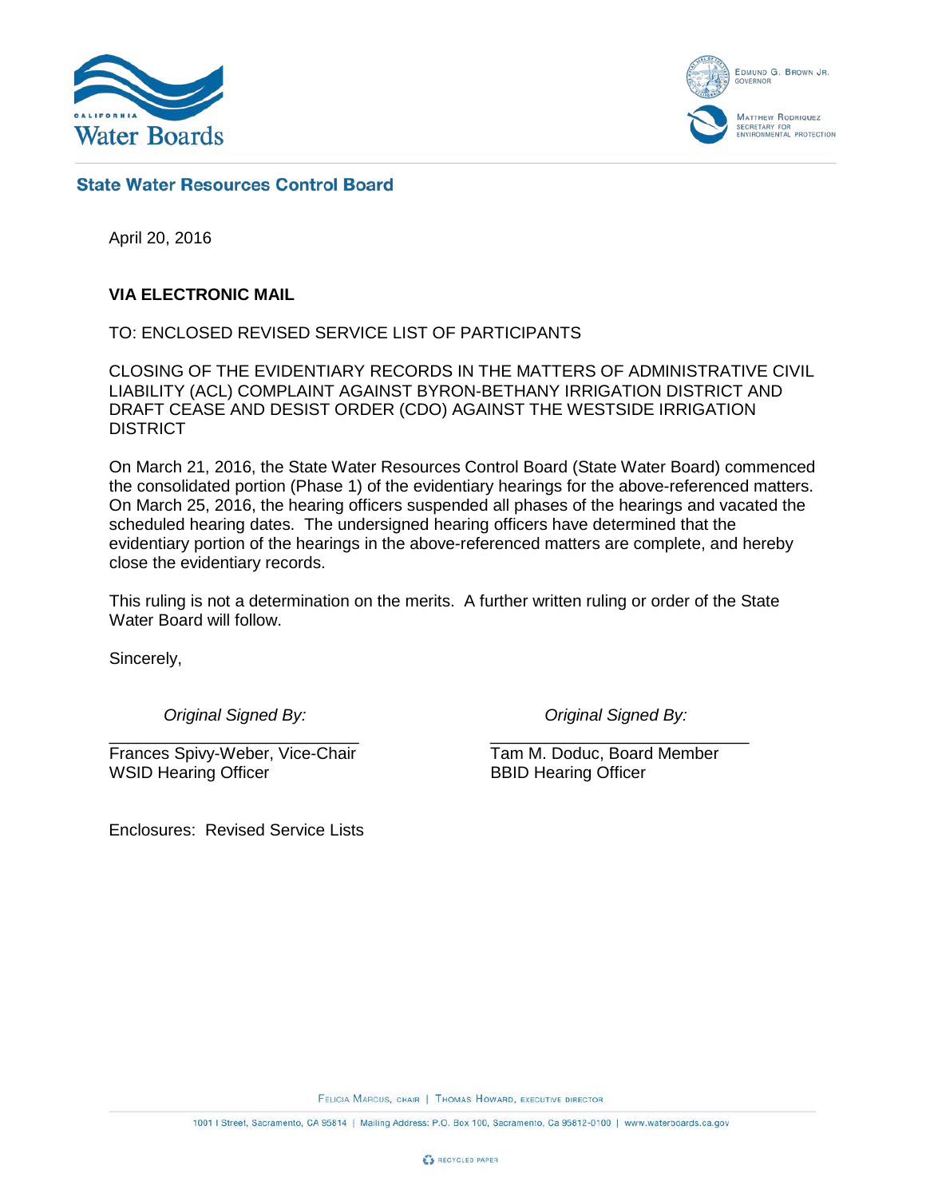**State Water Resources Control Board**

April 20, 2016

**VIA ELECTRONIC MAIL**

TO: ENCLOSED REVISED SERVICE LIST OF PARTICIPANTS

CLOSING OF THE EVIDENTIARY RECORDS IN THE MATTERS OF ADMINISTRATIVE CIVIL LIABILITY (ACL) COMPLAINT AGAINST BYRON-BETHANY IRRIGATION DISTRICT AND DRAFT CEASE AND DESIST ORDER (CDO) AGAINST THE WESTSIDE IRRIGATION DISTRICT

On March 21, 2016, the State Water Resources Control Board (State Water Board) commenced the consolidated portion (Phase 1) of the evidentiary hearings for the above-referenced matters. On March 25, 2016, the hearing officers suspended all phases of the hearings and vacated the scheduled hearing dates. The undersigned hearing officers have determined that the evidentiary portion of the hearings in the above-referenced matters are complete, and hereby close the evidentiary records.

This ruling is not a determination on the merits. A further written ruling or order of the State Water Board will follow.

Sincerely,

*Original Signed By:*

Frances Spivy-Weber, Vice-Chair
WSID Hearing Officer

*Original Signed By:*

Tam M. Doduc, Board Member
BBID Hearing Officer

Enclosures: Revised Service Lists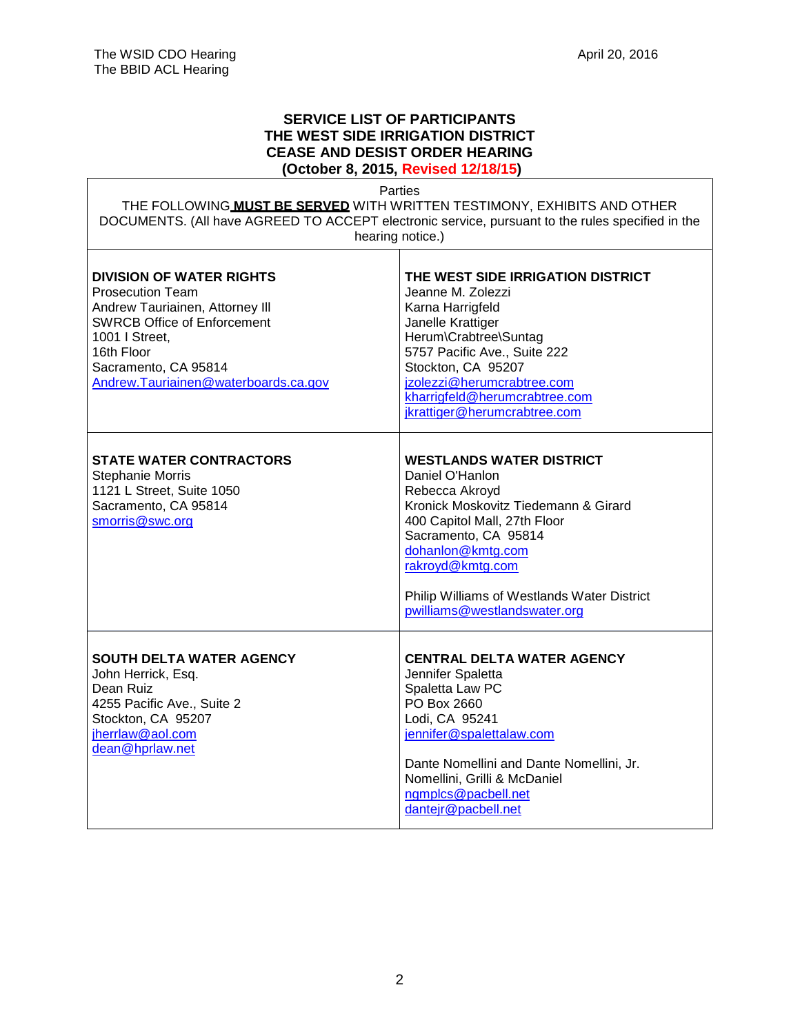## SERVICE LIST OF PARTICIPANTS
## THE WEST SIDE IRRIGATION DISTRICT
## CEASE AND DESIST ORDER HEARING
## (October 8, 2015, Revised 12/18/15)

| Parties<br>THE FOLLOWING **MUST BE SERVED** WITH WRITTEN TESTIMONY, EXHIBITS AND OTHER DOCUMENTS. (All have AGREED TO ACCEPT electronic service, pursuant to the rules specified in the hearing notice.) | |
|---|---|
| **DIVISION OF WATER RIGHTS**<br>Prosecution Team<br>Andrew Tauriainen, Attorney III<br>SWRCB Office of Enforcement<br>1001 I Street,<br>16th Floor<br>Sacramento, CA 95814<br>Andrew.Tauriainen@waterboards.ca.gov | **THE WEST SIDE IRRIGATION DISTRICT**<br>Jeanne M. Zolezzi<br>Karna Harrigfeld<br>Janelle Krattiger<br>Herum\Crabtree\Suntag<br>5757 Pacific Ave., Suite 222<br>Stockton, CA 95207<br>jzolezzi@herumcrabtree.com<br>kharrigfeld@herumcrabtree.com<br>jkrattiger@herumcrabtree.com |
| **STATE WATER CONTRACTORS**<br>Stephanie Morris<br>1121 L Street, Suite 1050<br>Sacramento, CA 95814<br>smorris@swc.org | **WESTLANDS WATER DISTRICT**<br>Daniel O'Hanlon<br>Rebecca Akroyd<br>Kronick Moskovitz Tiedemann & Girard<br>400 Capitol Mall, 27th Floor<br>Sacramento, CA 95814<br>dohanlon@kmtg.com<br>rakroyd@kmtg.com<br><br>Philip Williams of Westlands Water District<br>pwilliams@westlandswater.org |
| **SOUTH DELTA WATER AGENCY**<br>John Herrick, Esq.<br>Dean Ruiz<br>4255 Pacific Ave., Suite 2<br>Stockton, CA 95207<br>jherrlaw@aol.com<br>dean@hprlaw.net | **CENTRAL DELTA WATER AGENCY**<br>Jennifer Spaletta<br>Spaletta Law PC<br>PO Box 2660<br>Lodi, CA 95241<br>jennifer@spalettalaw.com<br><br>Dante Nomellini and Dante Nomellini, Jr.<br>Nomellini, Grilli & McDaniel<br>ngmplcs@pacbell.net<br>dantejr@pacbell.net |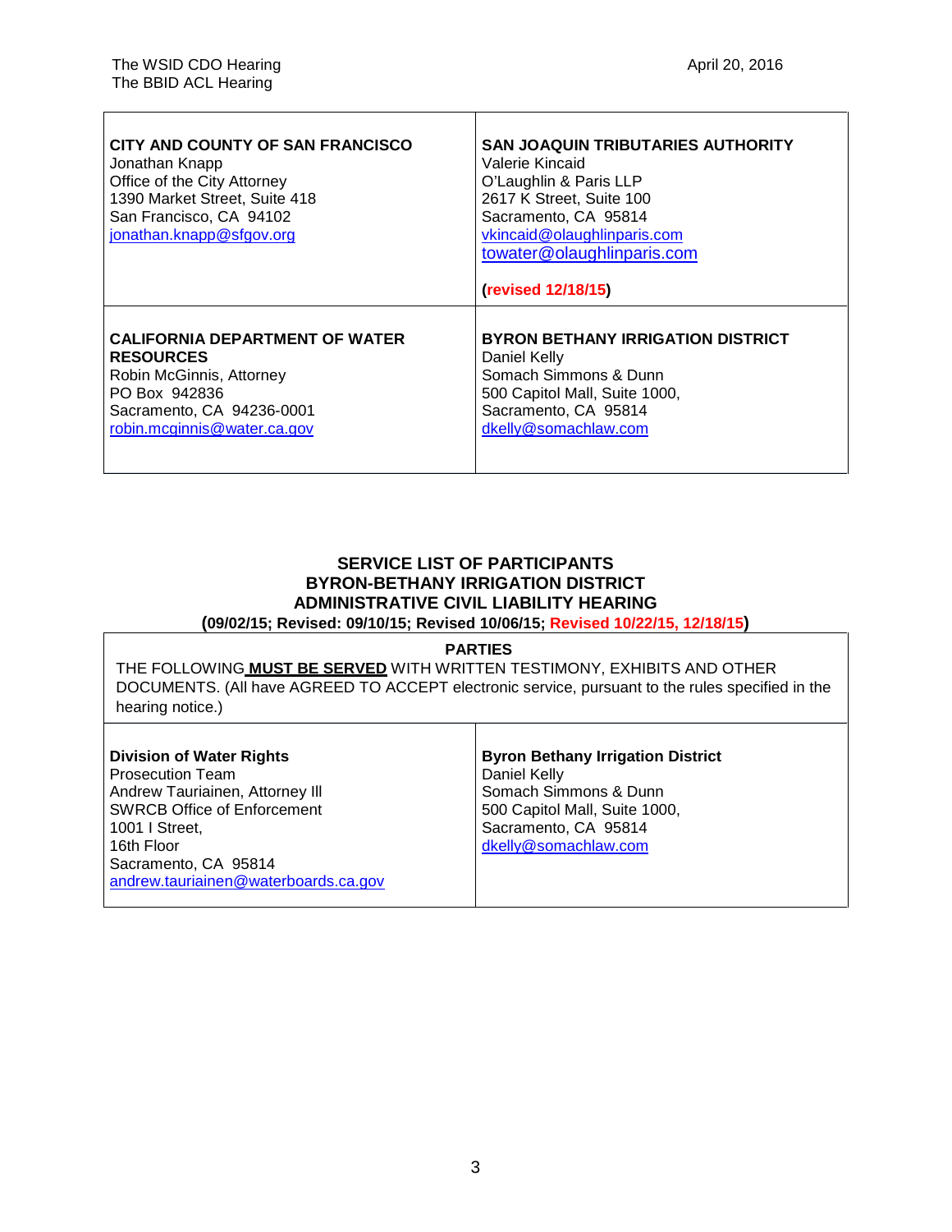| CITY AND COUNTY OF SAN FRANCISCO | SAN JOAQUIN TRIBUTARIES AUTHORITY |
|---|---|
| Jonathan Knapp<br>Office of the City Attorney<br>1390 Market Street, Suite 418<br>San Francisco, CA 94102<br>jonathan.knapp@sfgov.org | Valerie Kincaid<br>O'Laughlin & Paris LLP<br>2617 K Street, Suite 100<br>Sacramento, CA 95814<br>vkincaid@olaughlinparis.com<br>towater@olaughlinparis.com<br><br>**(revised 12/18/15)** |
| **CALIFORNIA DEPARTMENT OF WATER RESOURCES**<br>Robin McGinnis, Attorney<br>PO Box 942836<br>Sacramento, CA 94236-0001<br>robin.mcginnis@water.ca.gov | **BYRON BETHANY IRRIGATION DISTRICT**<br>Daniel Kelly<br>Somach Simmons & Dunn<br>500 Capitol Mall, Suite 1000,<br>Sacramento, CA 95814<br>dkelly@somachlaw.com |

**SERVICE LIST OF PARTICIPANTS**
**BYRON-BETHANY IRRIGATION DISTRICT**
**ADMINISTRATIVE CIVIL LIABILITY HEARING**
**(09/02/15; Revised: 09/10/15; Revised 10/06/15; Revised 10/22/15, 12/18/15)**

**PARTIES**

THE FOLLOWING **MUST BE SERVED** WITH WRITTEN TESTIMONY, EXHIBITS AND OTHER DOCUMENTS. (All have AGREED TO ACCEPT electronic service, pursuant to the rules specified in the hearing notice.)

| Division of Water Rights | Byron Bethany Irrigation District |
|---|---|
| Prosecution Team<br>Andrew Tauriainen, Attorney III<br>SWRCB Office of Enforcement<br>1001 I Street,<br>16th Floor<br>Sacramento, CA 95814<br>andrew.tauriainen@waterboards.ca.gov | Daniel Kelly<br>Somach Simmons & Dunn<br>500 Capitol Mall, Suite 1000,<br>Sacramento, CA 95814<br>dkelly@somachlaw.com |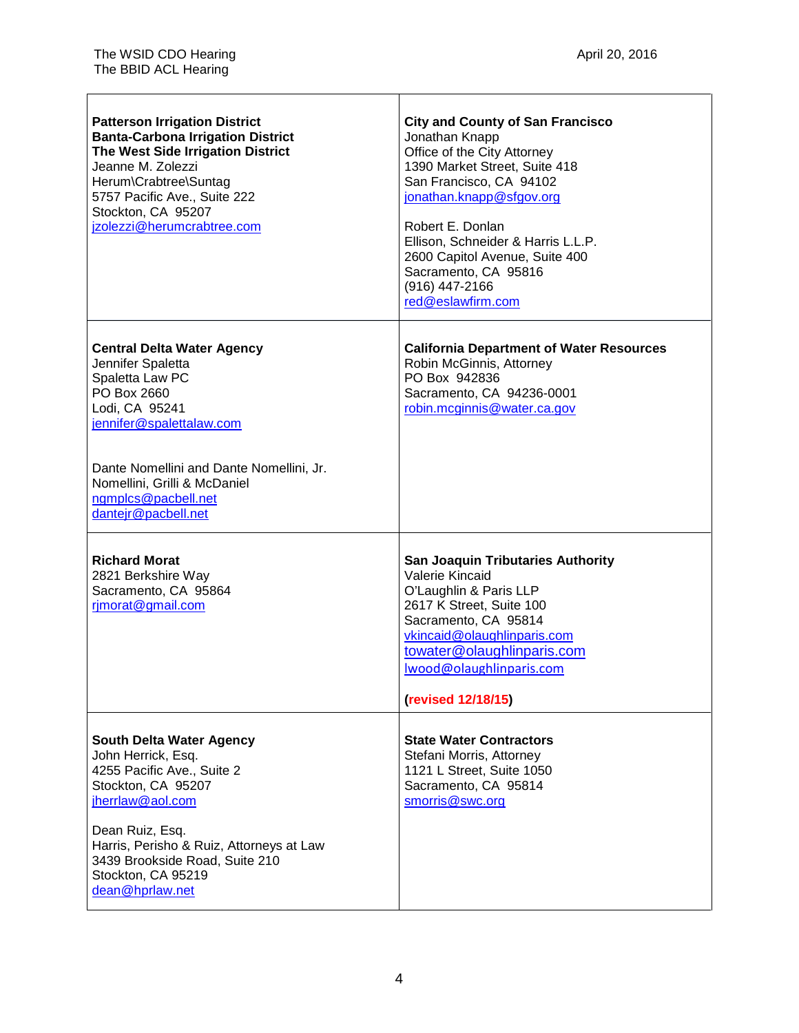| | |
|---|---|
| **Patterson Irrigation District**<br>**Banta-Carbona Irrigation District**<br>**The West Side Irrigation District**<br>Jeanne M. Zolezzi<br>Herum\Crabtree\Suntag<br>5757 Pacific Ave., Suite 222<br>Stockton, CA 95207<br>jzolezzi@herumcrabtree.com | **City and County of San Francisco**<br>Jonathan Knapp<br>Office of the City Attorney<br>1390 Market Street, Suite 418<br>San Francisco, CA 94102<br>jonathan.knapp@sfgov.org<br><br>Robert E. Donlan<br>Ellison, Schneider & Harris L.L.P.<br>2600 Capitol Avenue, Suite 400<br>Sacramento, CA 95816<br>(916) 447-2166<br>red@eslawfirm.com |
| **Central Delta Water Agency**<br>Jennifer Spaletta<br>Spaletta Law PC<br>PO Box 2660<br>Lodi, CA 95241<br>jennifer@spalettalaw.com<br><br>Dante Nomellini and Dante Nomellini, Jr.<br>Nomellini, Grilli & McDaniel<br>ngmplcs@pacbell.net<br>dantejr@pacbell.net | **California Department of Water Resources**<br>Robin McGinnis, Attorney<br>PO Box 942836<br>Sacramento, CA 94236-0001<br>robin.mcginnis@water.ca.gov |
| **Richard Morat**<br>2821 Berkshire Way<br>Sacramento, CA 95864<br>rjmorat@gmail.com | **San Joaquin Tributaries Authority**<br>Valerie Kincaid<br>O'Laughlin & Paris LLP<br>2617 K Street, Suite 100<br>Sacramento, CA 95814<br>vkincaid@olaughlinparis.com<br>towater@olaughlinparis.com<br>lwood@olaughlinparis.com<br><br>(revised 12/18/15) |
| **South Delta Water Agency**<br>John Herrick, Esq.<br>4255 Pacific Ave., Suite 2<br>Stockton, CA 95207<br>jherrlaw@aol.com<br><br>Dean Ruiz, Esq.<br>Harris, Perisho & Ruiz, Attorneys at Law<br>3439 Brookside Road, Suite 210<br>Stockton, CA 95219<br>dean@hprlaw.net | **State Water Contractors**<br>Stefani Morris, Attorney<br>1121 L Street, Suite 1050<br>Sacramento, CA 95814<br>smorris@swc.org |